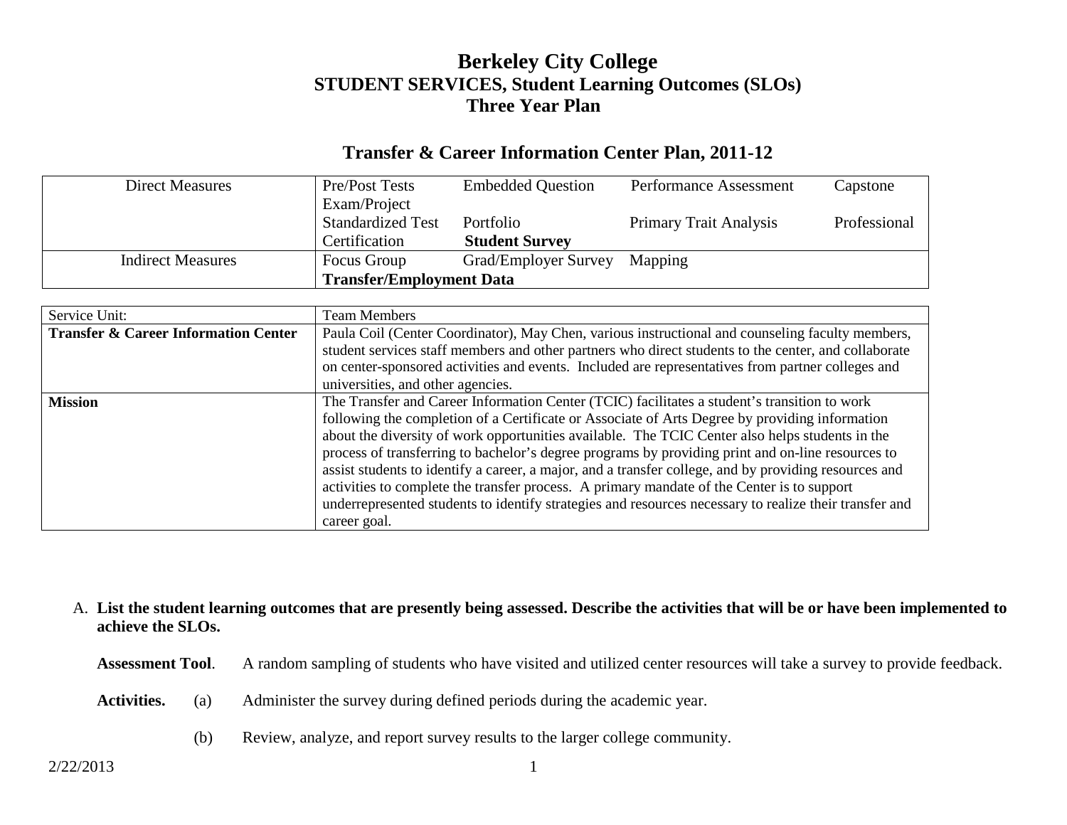# Berkeley City College
## STUDENT SERVICES, Student Learning Outcomes (SLOs)
## Three Year Plan

### Transfer & Career Information Center Plan, 2011-12

| Direct Measures | Pre/Post Tests Embedded Question Performance Assessment Capstone Exam/Project Standardized Test Portfolio Primary Trait Analysis Professional Certification **Student Survey** |
|---|---|
| Indirect Measures | Focus Group Grad/Employer Survey Mapping **Transfer/Employment Data** |

| Service Unit: | Team Members |
|---|---|
| **Transfer & Career Information Center** | Paula Coil (Center Coordinator), May Chen, various instructional and counseling faculty members, student services staff members and other partners who direct students to the center, and collaborate on center-sponsored activities and events. Included are representatives from partner colleges and universities, and other agencies. |
| **Mission** | The Transfer and Career Information Center (TCIC) facilitates a student's transition to work following the completion of a Certificate or Associate of Arts Degree by providing information about the diversity of work opportunities available. The TCIC Center also helps students in the process of transferring to bachelor's degree programs by providing print and on-line resources to assist students to identify a career, a major, and a transfer college, and by providing resources and activities to complete the transfer process. A primary mandate of the Center is to support underrepresented students to identify strategies and resources necessary to realize their transfer and career goal. |

A. **List the student learning outcomes that are presently being assessed. Describe the activities that will be or have been implemented to achieve the SLOs.**

**Assessment Tool**. A random sampling of students who have visited and utilized center resources will take a survey to provide feedback.

**Activities.** (a) Administer the survey during defined periods during the academic year.

(b) Review, analyze, and report survey results to the larger college community.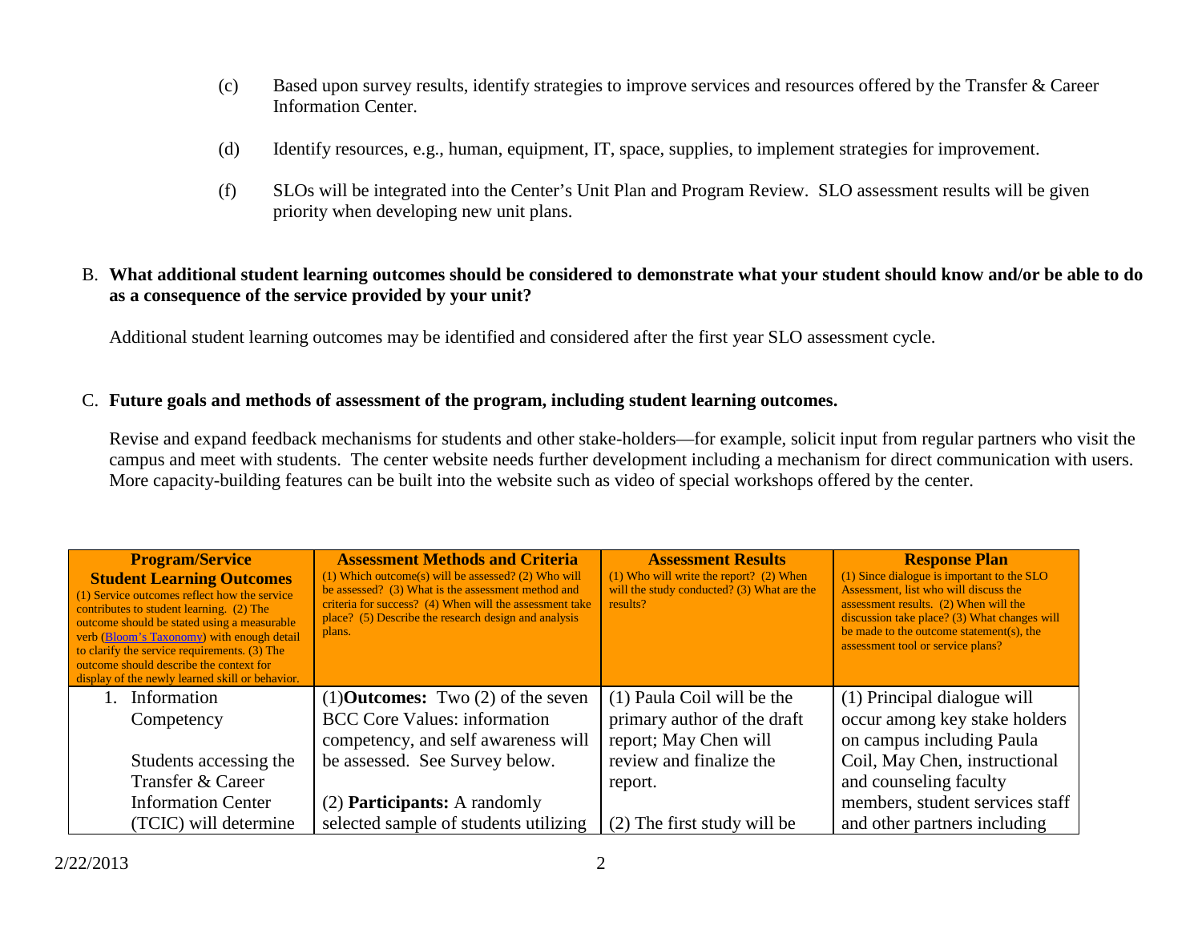(c) Based upon survey results, identify strategies to improve services and resources offered by the Transfer & Career Information Center.

(d) Identify resources, e.g., human, equipment, IT, space, supplies, to implement strategies for improvement.

(f) SLOs will be integrated into the Center's Unit Plan and Program Review. SLO assessment results will be given priority when developing new unit plans.

B. **What additional student learning outcomes should be considered to demonstrate what your student should know and/or be able to do as a consequence of the service provided by your unit?**

Additional student learning outcomes may be identified and considered after the first year SLO assessment cycle.

C. **Future goals and methods of assessment of the program, including student learning outcomes.**

Revise and expand feedback mechanisms for students and other stake-holders—for example, solicit input from regular partners who visit the campus and meet with students. The center website needs further development including a mechanism for direct communication with users. More capacity-building features can be built into the website such as video of special workshops offered by the center.

| **Program/Service Student Learning Outcomes** (1) Service outcomes reflect how the service contributes to student learning. (2) The outcome should be stated using a measurable verb (Bloom's Taxonomy) with enough detail to clarify the service requirements. (3) The outcome should describe the context for display of the newly learned skill or behavior. | **Assessment Methods and Criteria** (1) Which outcome(s) will be assessed? (2) Who will be assessed? (3) What is the assessment method and criteria for success? (4) When will the assessment take place? (5) Describe the research design and analysis plans. | **Assessment Results** (1) Who will write the report? (2) When will the study conducted? (3) What are the results? | **Response Plan** (1) Since dialogue is important to the SLO Assessment, list who will discuss the assessment results. (2) When will the discussion take place? (3) What changes will be made to the outcome statement(s), the assessment tool or service plans? |
|---|---|---|---|
| 1. Information Competency<br><br>Students accessing the Transfer & Career Information Center (TCIC) will determine | (1)**Outcomes:** Two (2) of the seven BCC Core Values: information competency, and self awareness will be assessed. See Survey below.<br><br>(2) **Participants:** A randomly selected sample of students utilizing | (1) Paula Coil will be the primary author of the draft report; May Chen will review and finalize the report.<br><br>(2) The first study will be | (1) Principal dialogue will occur among key stake holders on campus including Paula Coil, May Chen, instructional and counseling faculty members, student services staff and other partners including |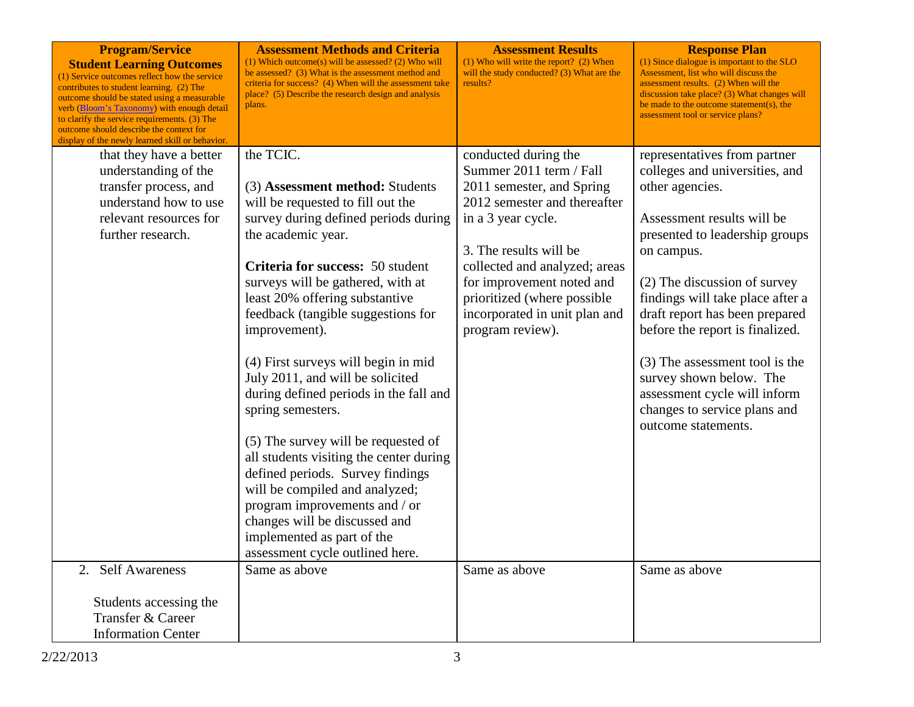| **Program/Service Student Learning Outcomes** (1) Service outcomes reflect how the service contributes to student learning. (2) The outcome should be stated using a measurable verb (Bloom's Taxonomy) with enough detail to clarify the service requirements. (3) The outcome should describe the context for display of the newly learned skill or behavior. | **Assessment Methods and Criteria** (1) Which outcome(s) will be assessed? (2) Who will be assessed? (3) What is the assessment method and criteria for success? (4) When will the assessment take place? (5) Describe the research design and analysis plans. | **Assessment Results** (1) Who will write the report? (2) When will the study conducted? (3) What are the results? | **Response Plan** (1) Since dialogue is important to the SLO Assessment, list who will discuss the assessment results. (2) When will the discussion take place? (3) What changes will be made to the outcome statement(s), the assessment tool or service plans? |
|---|---|---|---|
| that they have a better understanding of the transfer process, and understand how to use relevant resources for further research. | the TCIC.<br><br>(3) **Assessment method:** Students will be requested to fill out the survey during defined periods during the academic year.<br><br>**Criteria for success:** 50 student surveys will be gathered, with at least 20% offering substantive feedback (tangible suggestions for improvement).<br><br>(4) First surveys will begin in mid July 2011, and will be solicited during defined periods in the fall and spring semesters.<br><br>(5) The survey will be requested of all students visiting the center during defined periods. Survey findings will be compiled and analyzed; program improvements and / or changes will be discussed and implemented as part of the assessment cycle outlined here. | conducted during the Summer 2011 term / Fall 2011 semester, and Spring 2012 semester and thereafter in a 3 year cycle.<br><br>3. The results will be collected and analyzed; areas for improvement noted and prioritized (where possible incorporated in unit plan and program review). | representatives from partner colleges and universities, and other agencies.<br><br>Assessment results will be presented to leadership groups on campus.<br><br>(2) The discussion of survey findings will take place after a draft report has been prepared before the report is finalized.<br><br>(3) The assessment tool is the survey shown below. The assessment cycle will inform changes to service plans and outcome statements. |
| 2. Self Awareness<br><br>Students accessing the Transfer & Career Information Center | Same as above | Same as above | Same as above |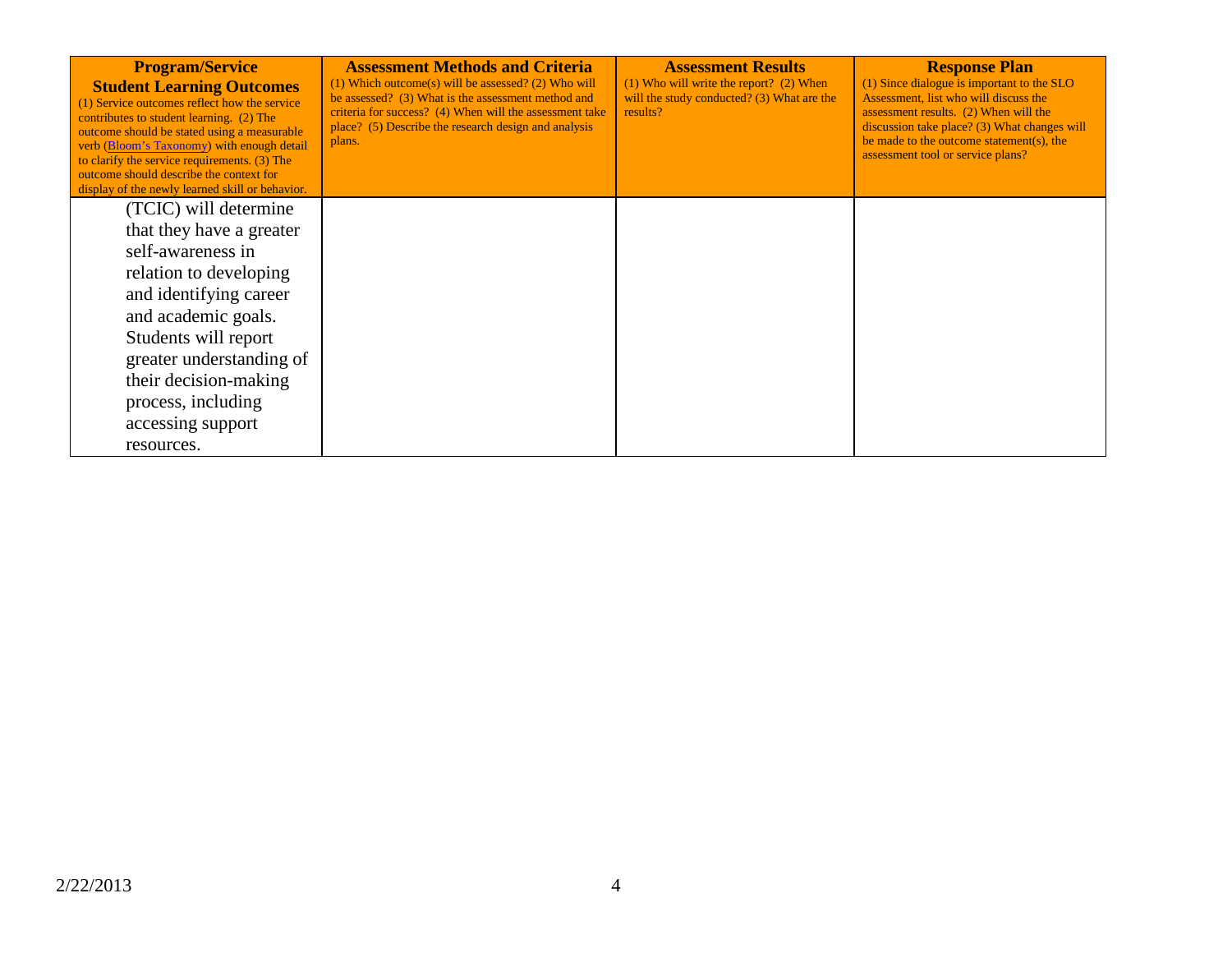| **Program/Service Student Learning Outcomes** (1) Service outcomes reflect how the service contributes to student learning. (2) The outcome should be stated using a measurable verb (Bloom's Taxonomy) with enough detail to clarify the service requirements. (3) The outcome should describe the context for display of the newly learned skill or behavior. | **Assessment Methods and Criteria** (1) Which outcome(s) will be assessed? (2) Who will be assessed? (3) What is the assessment method and criteria for success? (4) When will the assessment take place? (5) Describe the research design and analysis plans. | **Assessment Results** (1) Who will write the report? (2) When will the study conducted? (3) What are the results? | **Response Plan** (1) Since dialogue is important to the SLO Assessment, list who will discuss the assessment results. (2) When will the discussion take place? (3) What changes will be made to the outcome statement(s), the assessment tool or service plans? |
|---|---|---|---|
| (TCIC) will determine that they have a greater self-awareness in relation to developing and identifying career and academic goals. Students will report greater understanding of their decision-making process, including accessing support resources. | | | |

2/22/2013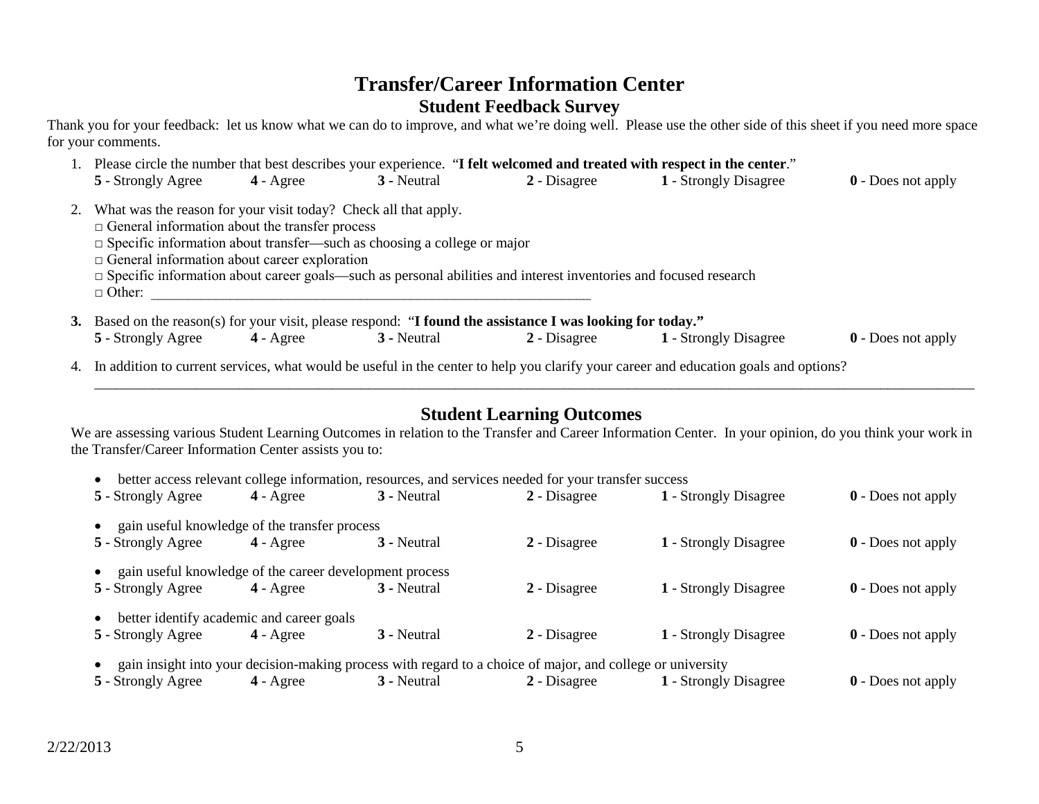# Transfer/Career Information Center

## Student Feedback Survey

Thank you for your feedback: let us know what we can do to improve, and what we're doing well. Please use the other side of this sheet if you need more space for your comments.

1. Please circle the number that best describes your experience. "**I felt welcomed and treated with respect in the center**."
   **5** - Strongly Agree **4** - Agree **3** - Neutral **2** - Disagree **1** - Strongly Disagree **0** - Does not apply

2. What was the reason for your visit today? Check all that apply.
   □ General information about the transfer process
   □ Specific information about transfer—such as choosing a college or major
   □ General information about career exploration
   □ Specific information about career goals—such as personal abilities and interest inventories and focused research
   □ Other: ___________________________________________________________

3. Based on the reason(s) for your visit, please respond: "**I found the assistance I was looking for today.**"
   **5** - Strongly Agree **4** - Agree **3** - Neutral **2** - Disagree **1** - Strongly Disagree **0** - Does not apply

4. In addition to current services, what would be useful in the center to help you clarify your career and education goals and options?
   ___________________________________________________________________________________________________________

## Student Learning Outcomes

We are assessing various Student Learning Outcomes in relation to the Transfer and Career Information Center. In your opinion, do you think your work in the Transfer/Career Information Center assists you to:

- better access relevant college information, resources, and services needed for your transfer success

  **5** - Strongly Agree **4** - Agree **3** - Neutral **2** - Disagree **1** - Strongly Disagree **0** - Does not apply

- gain useful knowledge of the transfer process

  **5** - Strongly Agree **4** - Agree **3** - Neutral **2** - Disagree **1** - Strongly Disagree **0** - Does not apply

- gain useful knowledge of the career development process

  **5** - Strongly Agree **4** - Agree **3** - Neutral **2** - Disagree **1** - Strongly Disagree **0** - Does not apply

- better identify academic and career goals

  **5** - Strongly Agree **4** - Agree **3** - Neutral **2** - Disagree **1** - Strongly Disagree **0** - Does not apply

- gain insight into your decision-making process with regard to a choice of major, and college or university

  **5** - Strongly Agree **4** - Agree **3** - Neutral **2** - Disagree **1** - Strongly Disagree **0** - Does not apply

2/22/2013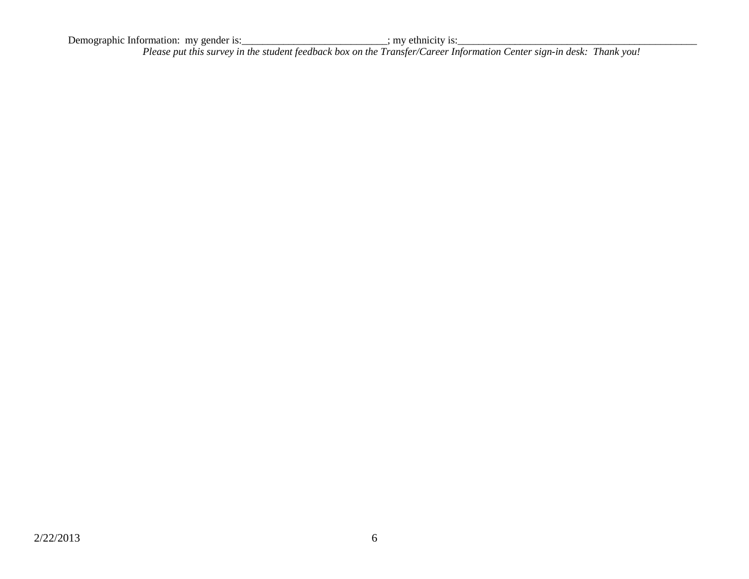Demographic Information: my gender is:____________________________; my ethnicity is:_______________________________________________

*Please put this survey in the student feedback box on the Transfer/Career Information Center sign-in desk: Thank you!*